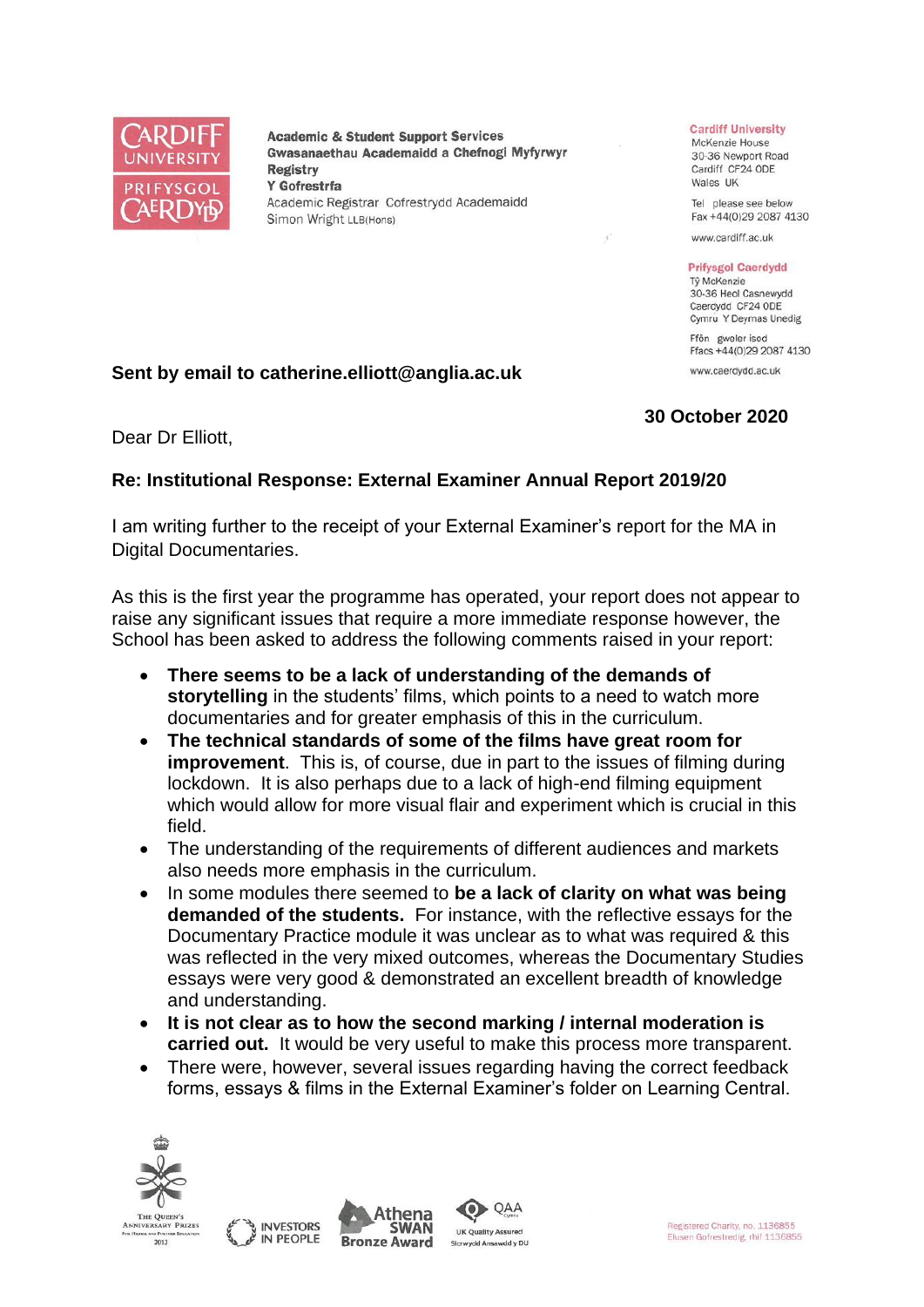Academic & Student Support Services
Gwasanaethau Academaidd a Chefnogi Myfyrwyr
Registry
Y Gofrestrfa
Academic Registrar Cofrestrydd Academaidd
Simon Wright LLB(Hons)

Cardiff University
McKenzie House
30-36 Newport Road
Cardiff CF24 0DE
Wales UK

Tel please see below
Fax +44(0)29 2087 4130

www.cardiff.ac.uk

Prifysgol Caerdydd
Tŷ McKenzie
30-36 Heol Casnewydd
Caerdydd CF24 0DE
Cymru Y Deyrnas Unedig

Ffôn gweler isod
Ffacs +44(0)29 2087 4130

www.caerdydd.ac.uk

**Sent by email to catherine.elliott@anglia.ac.uk**

**30 October 2020**

Dear Dr Elliott,

**Re: Institutional Response: External Examiner Annual Report 2019/20**

I am writing further to the receipt of your External Examiner's report for the MA in Digital Documentaries.

As this is the first year the programme has operated, your report does not appear to raise any significant issues that require a more immediate response however, the School has been asked to address the following comments raised in your report:

- **There seems to be a lack of understanding of the demands of storytelling** in the students' films, which points to a need to watch more documentaries and for greater emphasis of this in the curriculum.
- **The technical standards of some of the films have great room for improvement**. This is, of course, due in part to the issues of filming during lockdown. It is also perhaps due to a lack of high-end filming equipment which would allow for more visual flair and experiment which is crucial in this field.
- The understanding of the requirements of different audiences and markets also needs more emphasis in the curriculum.
- In some modules there seemed to **be a lack of clarity on what was being demanded of the students.** For instance, with the reflective essays for the Documentary Practice module it was unclear as to what was required & this was reflected in the very mixed outcomes, whereas the Documentary Studies essays were very good & demonstrated an excellent breadth of knowledge and understanding.
- **It is not clear as to how the second marking / internal moderation is carried out.** It would be very useful to make this process more transparent.
- There were, however, several issues regarding having the correct feedback forms, essays & films in the External Examiner's folder on Learning Central.

Registered Charity, no. 1136855
Elusen Gofrestredig, rhif 1136855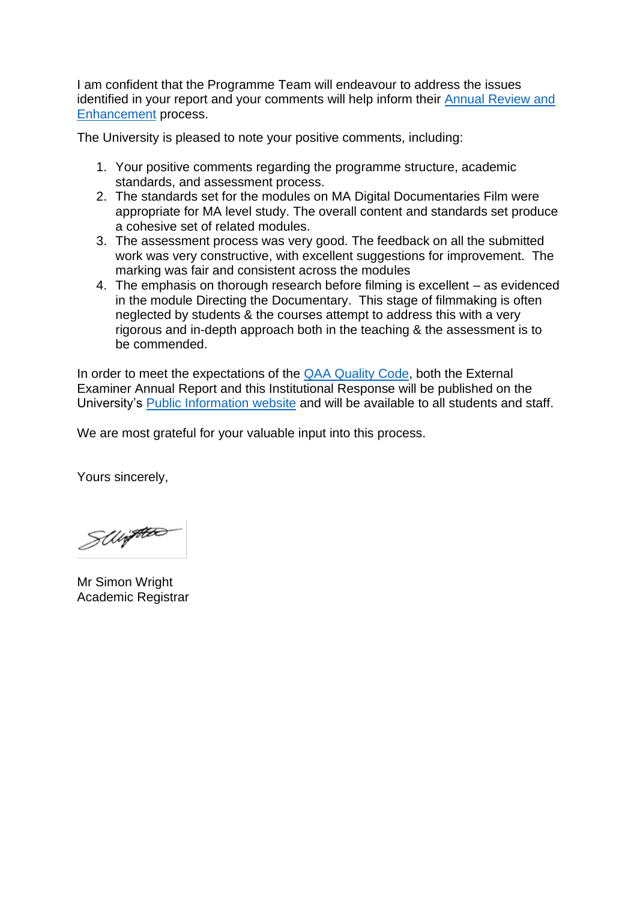I am confident that the Programme Team will endeavour to address the issues identified in your report and your comments will help inform their [Annual Review and Enhancement]() process.

The University is pleased to note your positive comments, including:

1. Your positive comments regarding the programme structure, academic standards, and assessment process.
2. The standards set for the modules on MA Digital Documentaries Film were appropriate for MA level study. The overall content and standards set produce a cohesive set of related modules.
3. The assessment process was very good. The feedback on all the submitted work was very constructive, with excellent suggestions for improvement. The marking was fair and consistent across the modules
4. The emphasis on thorough research before filming is excellent – as evidenced in the module Directing the Documentary. This stage of filmmaking is often neglected by students & the courses attempt to address this with a very rigorous and in-depth approach both in the teaching & the assessment is to be commended.

In order to meet the expectations of the [QAA Quality Code](), both the External Examiner Annual Report and this Institutional Response will be published on the University's [Public Information website]() and will be available to all students and staff.

We are most grateful for your valuable input into this process.

Yours sincerely,

Mr Simon Wright
Academic Registrar